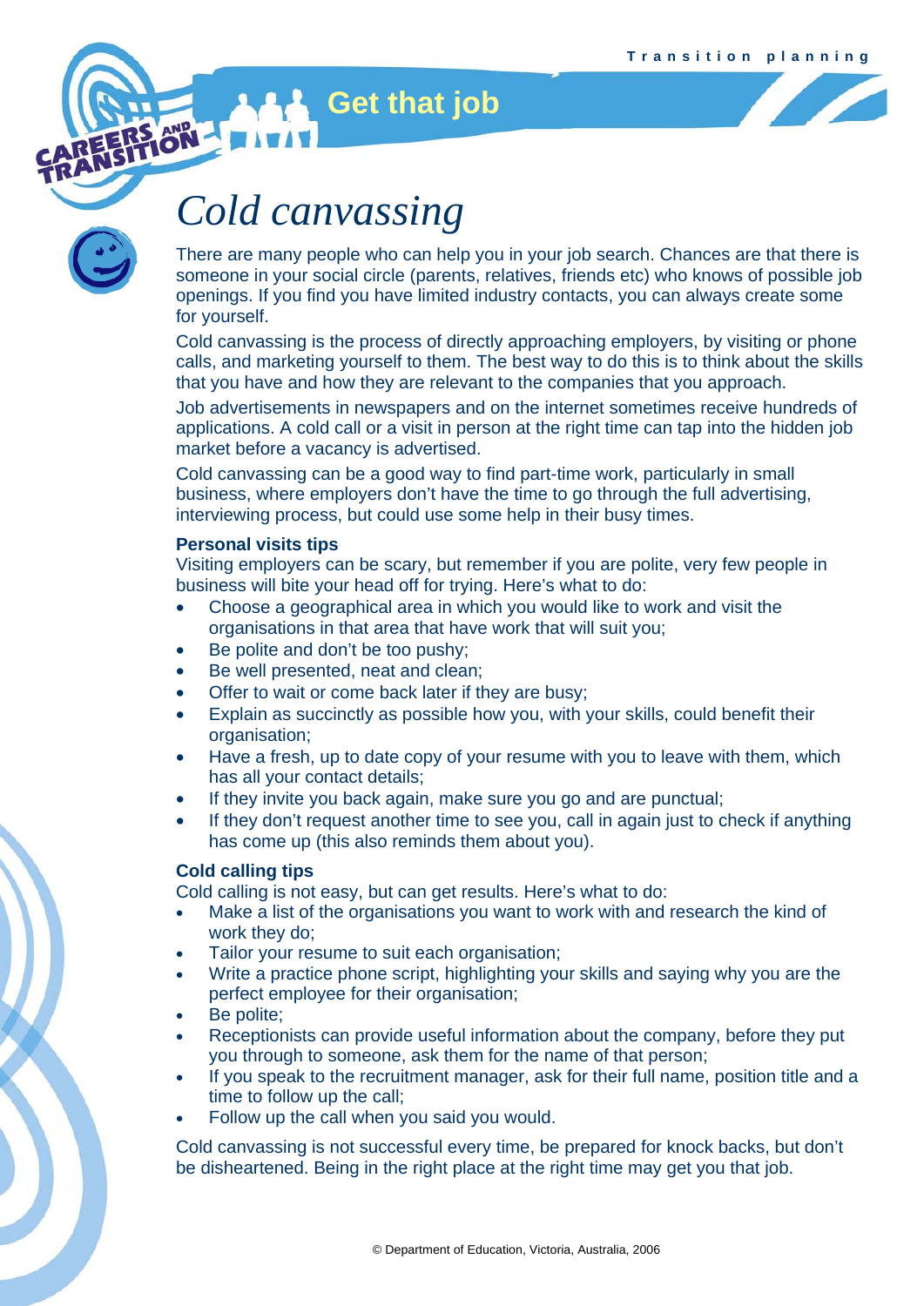# Get that job

## Cold canvassing

There are many people who can help you in your job search. Chances are that there is someone in your social circle (parents, relatives, friends etc) who knows of possible job openings. If you find you have limited industry contacts, you can always create some for yourself.

Cold canvassing is the process of directly approaching employers, by visiting or phone calls, and marketing yourself to them. The best way to do this is to think about the skills that you have and how they are relevant to the companies that you approach.

Job advertisements in newspapers and on the internet sometimes receive hundreds of applications. A cold call or a visit in person at the right time can tap into the hidden job market before a vacancy is advertised.

Cold canvassing can be a good way to find part-time work, particularly in small business, where employers don't have the time to go through the full advertising, interviewing process, but could use some help in their busy times.

### Personal visits tips

Visiting employers can be scary, but remember if you are polite, very few people in business will bite your head off for trying. Here's what to do:

- Choose a geographical area in which you would like to work and visit the organisations in that area that have work that will suit you;
- Be polite and don't be too pushy;
- Be well presented, neat and clean;
- Offer to wait or come back later if they are busy;
- Explain as succinctly as possible how you, with your skills, could benefit their organisation;
- Have a fresh, up to date copy of your resume with you to leave with them, which has all your contact details;
- If they invite you back again, make sure you go and are punctual;
- If they don't request another time to see you, call in again just to check if anything has come up (this also reminds them about you).

### Cold calling tips

Cold calling is not easy, but can get results. Here's what to do:

- Make a list of the organisations you want to work with and research the kind of work they do;
- Tailor your resume to suit each organisation;
- Write a practice phone script, highlighting your skills and saying why you are the perfect employee for their organisation;
- Be polite;
- Receptionists can provide useful information about the company, before they put you through to someone, ask them for the name of that person;
- If you speak to the recruitment manager, ask for their full name, position title and a time to follow up the call;
- Follow up the call when you said you would.

Cold canvassing is not successful every time, be prepared for knock backs, but don't be disheartened. Being in the right place at the right time may get you that job.

© Department of Education, Victoria, Australia, 2006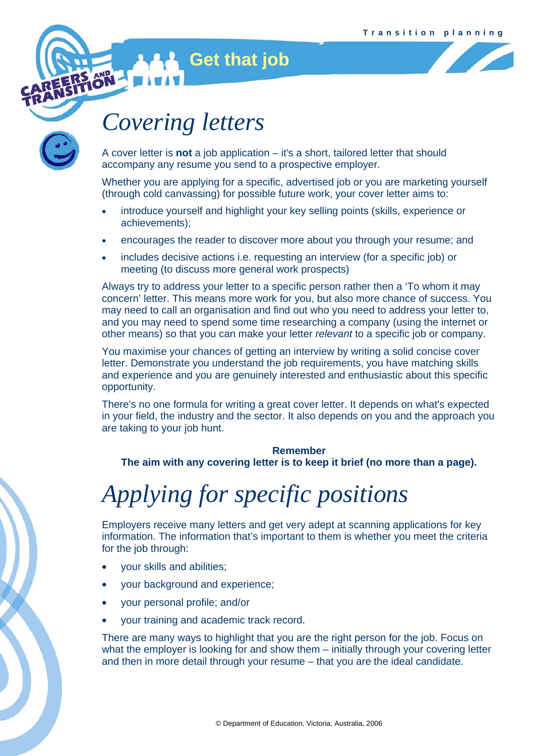# Covering letters

A cover letter is **not** a job application – it's a short, tailored letter that should accompany any resume you send to a prospective employer.

Whether you are applying for a specific, advertised job or you are marketing yourself (through cold canvassing) for possible future work, your cover letter aims to:

- introduce yourself and highlight your key selling points (skills, experience or achievements);
- encourages the reader to discover more about you through your resume; and
- includes decisive actions i.e. requesting an interview (for a specific job) or meeting (to discuss more general work prospects)

Always try to address your letter to a specific person rather then a 'To whom it may concern' letter. This means more work for you, but also more chance of success. You may need to call an organisation and find out who you need to address your letter to, and you may need to spend some time researching a company (using the internet or other means) so that you can make your letter *relevant* to a specific job or company.

You maximise your chances of getting an interview by writing a solid concise cover letter. Demonstrate you understand the job requirements, you have matching skills and experience and you are genuinely interested and enthusiastic about this specific opportunity.

There's no one formula for writing a great cover letter. It depends on what's expected in your field, the industry and the sector. It also depends on you and the approach you are taking to your job hunt.

**Remember**
**The aim with any covering letter is to keep it brief (no more than a page).**

# Applying for specific positions

Employers receive many letters and get very adept at scanning applications for key information. The information that's important to them is whether you meet the criteria for the job through:

- your skills and abilities;
- your background and experience;
- your personal profile; and/or
- your training and academic track record.

There are many ways to highlight that you are the right person for the job. Focus on what the employer is looking for and show them – initially through your covering letter and then in more detail through your resume – that you are the ideal candidate.

© Department of Education, Victoria, Australia, 2006